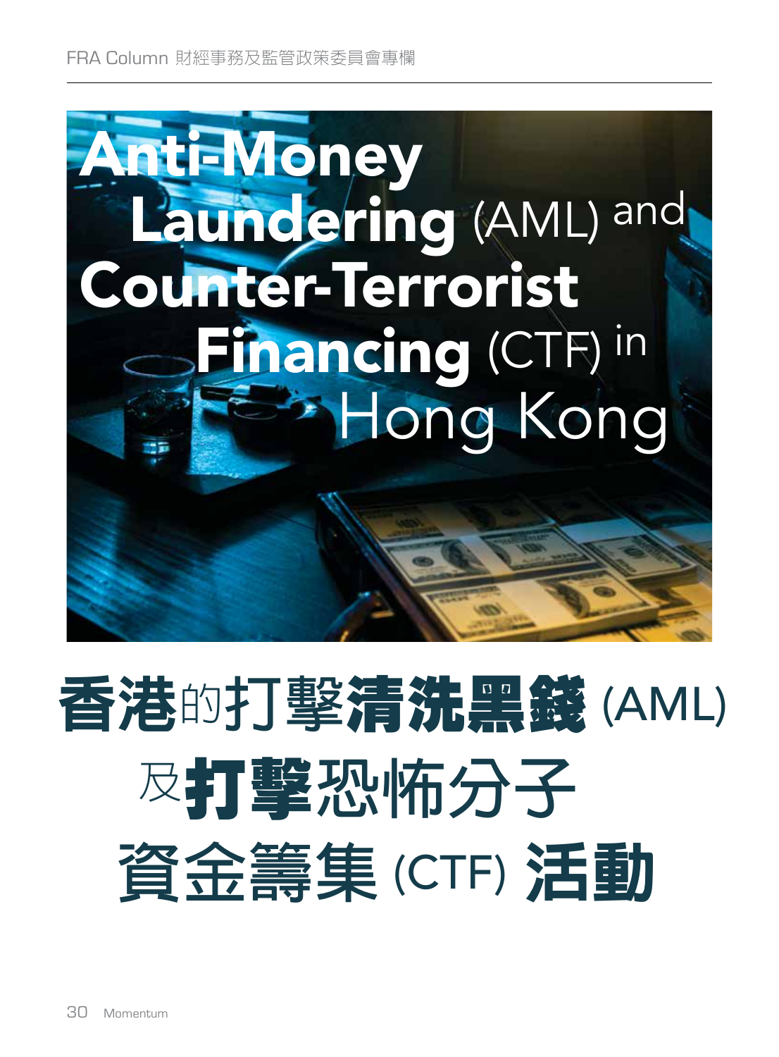# Anti-Money Laundering (AML) and Counter-Terrorist Financing (CTF) in Hong Kong

# 香港的打擊清洗黑錢 (AML) 及打擊恐怖分子資金籌集 (CTF) 活動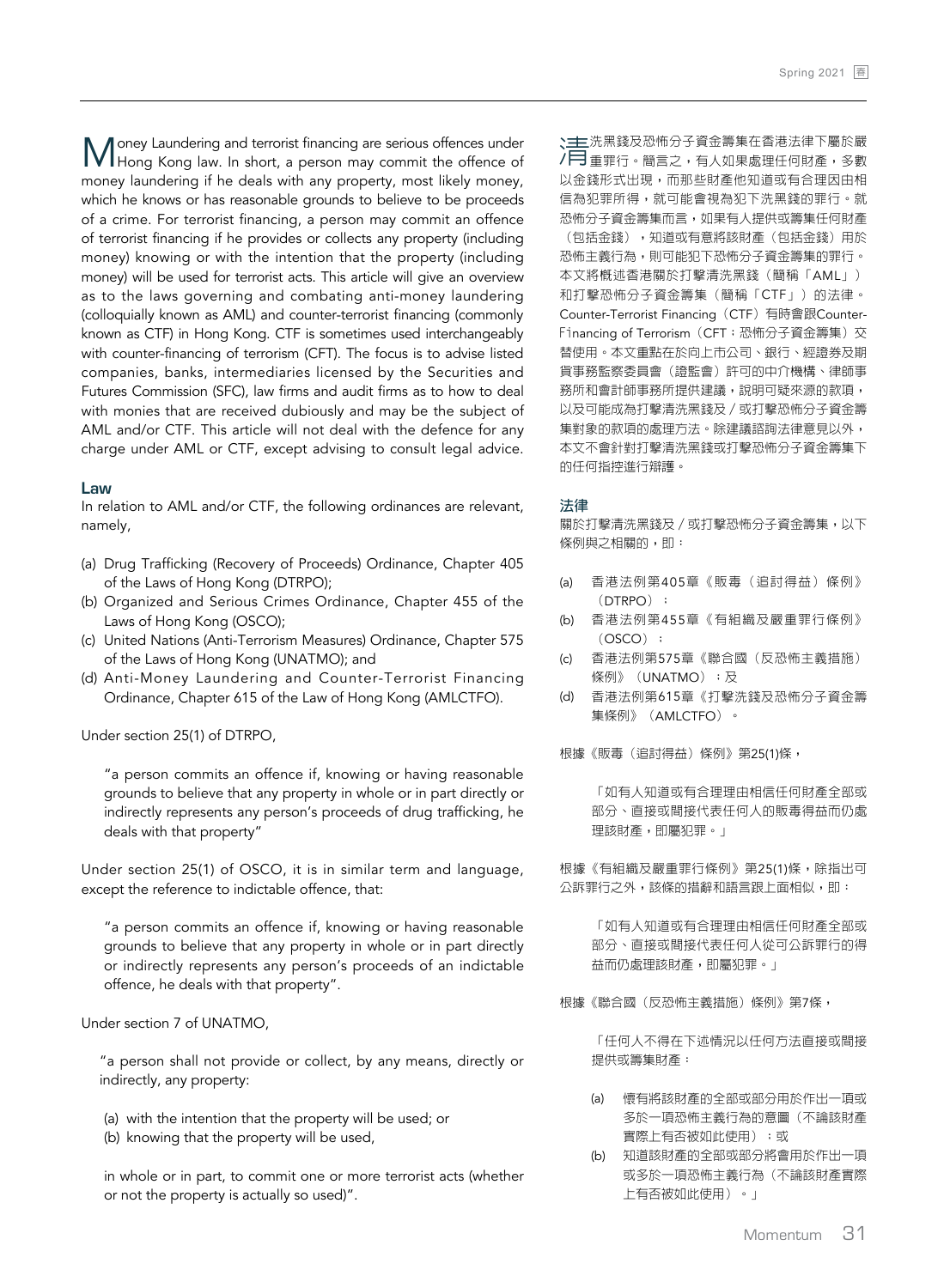Money Laundering and terrorist financing are serious offences under Hong Kong law. In short, a person may commit the offence of money laundering if he deals with any property, most likely money, which he knows or has reasonable grounds to believe to be proceeds of a crime. For terrorist financing, a person may commit an offence of terrorist financing if he provides or collects any property (including money) knowing or with the intention that the property (including money) will be used for terrorist acts. This article will give an overview as to the laws governing and combating anti-money laundering (colloquially known as AML) and counter-terrorist financing (commonly known as CTF) in Hong Kong. CTF is sometimes used interchangeably with counter-financing of terrorism (CFT). The focus is to advise listed companies, banks, intermediaries licensed by the Securities and Futures Commission (SFC), law firms and audit firms as to how to deal with monies that are received dubiously and may be the subject of AML and/or CTF. This article will not deal with the defence for any charge under AML or CTF, except advising to consult legal advice.

## Law

In relation to AML and/or CTF, the following ordinances are relevant, namely,

(a) Drug Trafficking (Recovery of Proceeds) Ordinance, Chapter 405 of the Laws of Hong Kong (DTRPO);
(b) Organized and Serious Crimes Ordinance, Chapter 455 of the Laws of Hong Kong (OSCO);
(c) United Nations (Anti-Terrorism Measures) Ordinance, Chapter 575 of the Laws of Hong Kong (UNATMO); and
(d) Anti-Money Laundering and Counter-Terrorist Financing Ordinance, Chapter 615 of the Law of Hong Kong (AMLCTFO).

Under section 25(1) of DTRPO,

> "a person commits an offence if, knowing or having reasonable grounds to believe that any property in whole or in part directly or indirectly represents any person's proceeds of drug trafficking, he deals with that property"

Under section 25(1) of OSCO, it is in similar term and language, except the reference to indictable offence, that:

> "a person commits an offence if, knowing or having reasonable grounds to believe that any property in whole or in part directly or indirectly represents any person's proceeds of an indictable offence, he deals with that property".

Under section 7 of UNATMO,

> "a person shall not provide or collect, by any means, directly or indirectly, any property:
>
> (a) with the intention that the property will be used; or
> (b) knowing that the property will be used,
>
> in whole or in part, to commit one or more terrorist acts (whether or not the property is actually so used)".

清洗黑錢及恐怖分子資金籌集在香港法律下屬於嚴重罪行。簡言之，有人如果處理任何財產，多數以金錢形式出現，而那些財產他知道或有合理因由相信為犯罪所得，就可能會視為犯下洗黑錢的罪行。就恐怖分子資金籌集而言，如果有人提供或籌集任何財產（包括金錢），知道或有意將該財產（包括金錢）用於恐怖主義行為，則可能犯下恐怖分子資金籌集的罪行。本文將概述香港關於打擊清洗黑錢（簡稱「AML」）和打擊恐怖分子資金籌集（簡稱「CTF」）的法律。Counter-Terrorist Financing（CTF）有時會跟Counter-Financing of Terrorism（CFT；恐怖分子資金籌集）交替使用。本文重點在於向上市公司、銀行、經證券及期貨事務監察委員會（證監會）許可的中介機構、律師事務所和會計師事務所提供建議，說明可疑來源的款項，以及可能成為打擊清洗黑錢及／或打擊恐怖分子資金籌集對象的款項的處理方法。除建議諮詢法律意見以外，本文不會針對打擊清洗黑錢或打擊恐怖分子資金籌集下的任何指控進行辯護。

## 法律

關於打擊清洗黑錢及／或打擊恐怖分子資金籌集，以下條例與之相關的，即：

(a) 香港法例第405章《販毒（追討得益）條例》（DTRPO）；
(b) 香港法例第455章《有組織及嚴重罪行條例》（OSCO）；
(c) 香港法例第575章《聯合國（反恐怖主義措施）條例》（UNATMO）；及
(d) 香港法例第615章《打擊洗錢及恐怖分子資金籌集條例》（AMLCTFO）。

根據《販毒（追討得益）條例》第25(1)條，

> 「如有人知道或有合理理由相信任何財產全部或部分、直接或間接代表任何人的販毒得益而仍處理該財產，即屬犯罪。」

根據《有組織及嚴重罪行條例》第25(1)條，除指出可公訴罪行之外，該條的措辭和語言跟上面相似，即：

> 「如有人知道或有合理理由相信任何財產全部或部分、直接或間接代表任何人從可公訴罪行的得益而仍處理該財產，即屬犯罪。」

根據《聯合國（反恐怖主義措施）條例》第7條，

> 「任何人不得在下述情況以任何方法直接或間接提供或籌集財產：
>
> (a) 懷有將該財產的全部或部分用於作出一項或多於一項恐怖主義行為的意圖（不論該財產實際上有否被如此使用）；或
> (b) 知道該財產的全部或部分將會用於作出一項或多於一項恐怖主義行為（不論該財產實際上有否被如此使用）。」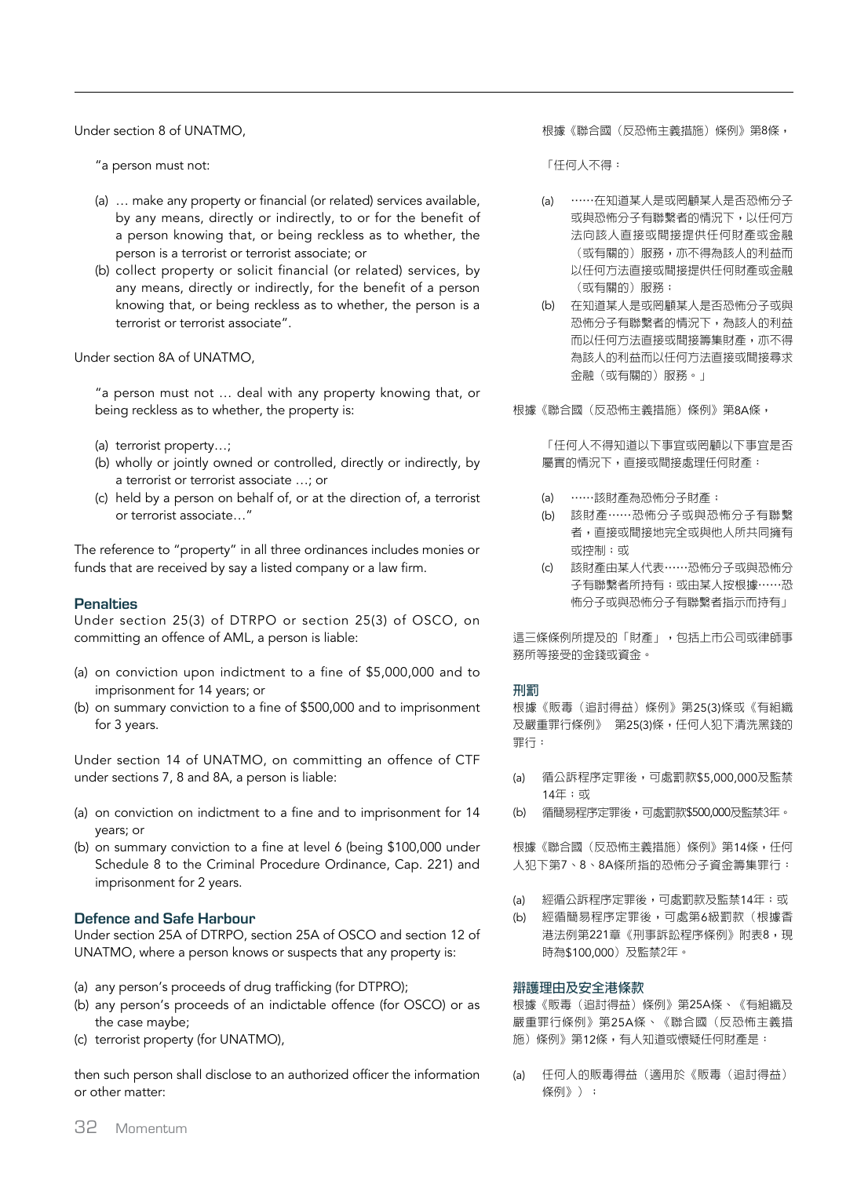Under section 8 of UNATMO,

"a person must not:

(a) … make any property or financial (or related) services available, by any means, directly or indirectly, to or for the benefit of a person knowing that, or being reckless as to whether, the person is a terrorist or terrorist associate; or
(b) collect property or solicit financial (or related) services, by any means, directly or indirectly, for the benefit of a person knowing that, or being reckless as to whether, the person is a terrorist or terrorist associate".

Under section 8A of UNATMO,

"a person must not … deal with any property knowing that, or being reckless as to whether, the property is:

(a) terrorist property…;
(b) wholly or jointly owned or controlled, directly or indirectly, by a terrorist or terrorist associate …; or
(c) held by a person on behalf of, or at the direction of, a terrorist or terrorist associate…"

The reference to "property" in all three ordinances includes monies or funds that are received by say a listed company or a law firm.

### Penalties

Under section 25(3) of DTRPO or section 25(3) of OSCO, on committing an offence of AML, a person is liable:

(a) on conviction upon indictment to a fine of $5,000,000 and to imprisonment for 14 years; or
(b) on summary conviction to a fine of $500,000 and to imprisonment for 3 years.

Under section 14 of UNATMO, on committing an offence of CTF under sections 7, 8 and 8A, a person is liable:

(a) on conviction on indictment to a fine and to imprisonment for 14 years; or
(b) on summary conviction to a fine at level 6 (being $100,000 under Schedule 8 to the Criminal Procedure Ordinance, Cap. 221) and imprisonment for 2 years.

### Defence and Safe Harbour

Under section 25A of DTRPO, section 25A of OSCO and section 12 of UNATMO, where a person knows or suspects that any property is:

(a) any person's proceeds of drug trafficking (for DTPRO);
(b) any person's proceeds of an indictable offence (for OSCO) or as the case maybe;
(c) terrorist property (for UNATMO),

then such person shall disclose to an authorized officer the information or other matter:

根據《聯合國（反恐怖主義措施）條例》第8條，

「任何人不得：

(a) ……在知道某人是或罔顧某人是否恐怖分子或與恐怖分子有聯繫者的情況下，以任何方法向該人直接或間接提供任何財產或金融（或有關的）服務，亦不得為該人的利益而以任何方法直接或間接提供任何財產或金融（或有關的）服務；
(b) 在知道某人是或罔顧某人是否恐怖分子或與恐怖分子有聯繫者的情況下，為該人的利益而以任何方法直接或間接籌集財產，亦不得為該人的利益而以任何方法直接或間接尋求金融（或有關的）服務。」

根據《聯合國（反恐怖主義措施）條例》第8A條，

「任何人不得知道以下事宜或罔顧以下事宜是否屬實的情況下，直接或間接處理任何財產：

(a) ……該財產為恐怖分子財產；
(b) 該財產……恐怖分子或與恐怖分子有聯繫者，直接或間接地完全或與他人所共同擁有或控制；或
(c) 該財產由某人代表……恐怖分子或與恐怖分子有聯繫者所持有；或由某人按根據……恐怖分子或與恐怖分子有聯繫者指示而持有」

這三條條例所提及的「財產」，包括上市公司或律師事務所等接受的金錢或資金。

### 刑罰

根據《販毒（追討得益）條例》第25(3)條或《有組織及嚴重罪行條例》 第25(3)條，任何人犯下清洗黑錢的罪行：

(a) 循公訴程序定罪後，可處罰款$5,000,000及監禁14年；或
(b) 循簡易程序定罪後，可處罰款$500,000及監禁3年。

根據《聯合國（反恐怖主義措施）條例》第14條，任何人犯下第7、8、8A條所指的恐怖分子資金籌集罪行：

(a) 經循公訴程序定罪後，可處罰款及監禁14年；或
(b) 經循簡易程序定罪後，可處第6級罰款（根據香港法例第221章《刑事訴訟程序條例》附表8，現時為$100,000）及監禁2年。

### 辯護理由及安全港條款

根據《販毒（追討得益）條例》第25A條、《有組織及嚴重罪行條例》第25A條、《聯合國（反恐怖主義措施）條例》第12條，有人知道或懷疑任何財產是：

(a) 任何人的販毒得益（適用於《販毒（追討得益）條例》）；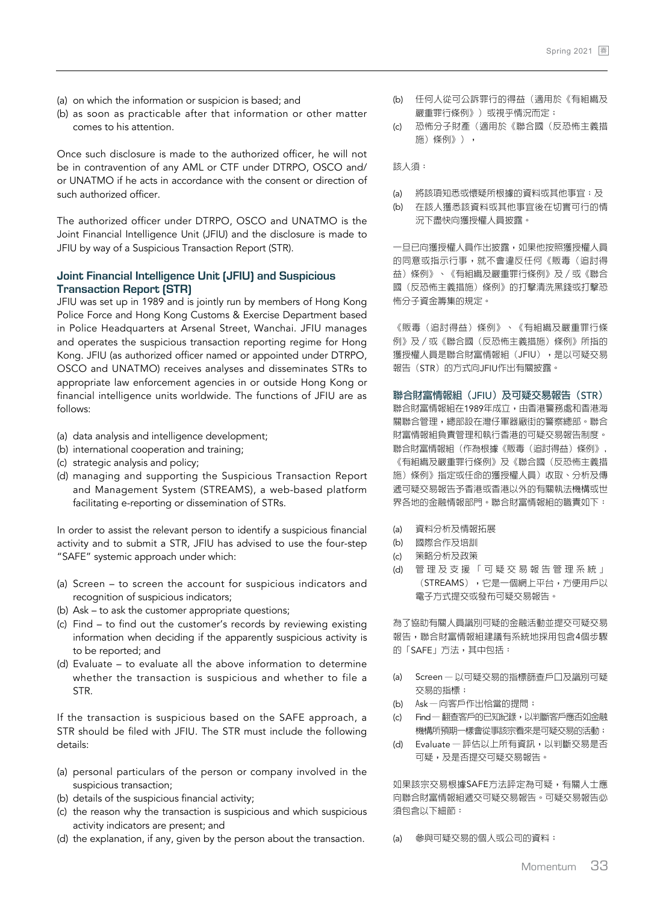(a) on which the information or suspicion is based; and
(b) as soon as practicable after that information or other matter comes to his attention.

Once such disclosure is made to the authorized officer, he will not be in contravention of any AML or CTF under DTRPO, OSCO and/or UNATMO if he acts in accordance with the consent or direction of such authorized officer.

The authorized officer under DTRPO, OSCO and UNATMO is the Joint Financial Intelligence Unit (JFIU) and the disclosure is made to JFIU by way of a Suspicious Transaction Report (STR).

### Joint Financial Intelligence Unit (JFIU) and Suspicious Transaction Report (STR)

JFIU was set up in 1989 and is jointly run by members of Hong Kong Police Force and Hong Kong Customs & Exercise Department based in Police Headquarters at Arsenal Street, Wanchai. JFIU manages and operates the suspicious transaction reporting regime for Hong Kong. JFIU (as authorized officer named or appointed under DTRPO, OSCO and UNATMO) receives analyses and disseminates STRs to appropriate law enforcement agencies in or outside Hong Kong or financial intelligence units worldwide. The functions of JFIU are as follows:

(a) data analysis and intelligence development;
(b) international cooperation and training;
(c) strategic analysis and policy;
(d) managing and supporting the Suspicious Transaction Report and Management System (STREAMS), a web-based platform facilitating e-reporting or dissemination of STRs.

In order to assist the relevant person to identify a suspicious financial activity and to submit a STR, JFIU has advised to use the four-step "SAFE" systemic approach under which:

(a) Screen – to screen the account for suspicious indicators and recognition of suspicious indicators;
(b) Ask – to ask the customer appropriate questions;
(c) Find – to find out the customer's records by reviewing existing information when deciding if the apparently suspicious activity is to be reported; and
(d) Evaluate – to evaluate all the above information to determine whether the transaction is suspicious and whether to file a STR.

If the transaction is suspicious based on the SAFE approach, a STR should be filed with JFIU. The STR must include the following details:

(a) personal particulars of the person or company involved in the suspicious transaction;
(b) details of the suspicious financial activity;
(c) the reason why the transaction is suspicious and which suspicious activity indicators are present; and
(d) the explanation, if any, given by the person about the transaction.

(b) 任何人從可公訴罪行的得益（適用於《有組織及嚴重罪行條例》）或視乎情況而定；
(c) 恐怖分子財產（適用於《聯合國（反恐怖主義措施）條例》），

該人須：

(a) 將該項知悉或懷疑所根據的資料或其他事宜；及
(b) 在該人獲悉該資料或其他事宜後在切實可行的情況下盡快向獲授權人員披露。

一旦已向獲授權人員作出披露，如果他按照獲授權人員的同意或指示行事，就不會違反任何《販毒（追討得益）條例》、《有組織及嚴重罪行條例》及／或《聯合國（反恐怖主義措施）條例》的打擊清洗黑錢或打擊恐怖分子資金籌集的規定。

《販毒（追討得益）條例》、《有組織及嚴重罪行條例》及／或《聯合國（反恐怖主義措施）條例》所指的獲授權人員是聯合財富情報組（JFIU），是以可疑交易報告（STR）的方式向JFIU作出有關披露。

### 聯合財富情報組（JFIU）及可疑交易報告（STR）

聯合財富情報組在1989年成立，由香港警務處和香港海關聯合管理，總部設在灣仔軍器廠街的警察總部。聯合財富情報組負責管理和執行香港的可疑交易報告制度。聯合財富情報組（作為根據《販毒（追討得益）條例》，《有組織及嚴重罪行條例》及《聯合國（反恐怖主義措施）條例》指定或任命的獲授權人員）收取、分析及傳遞可疑交易報告予香港或香港以外的有關執法機構或世界各地的金融情報部門。聯合財富情報組的職責如下：

(a) 資料分析及情報拓展
(b) 國際合作及培訓
(c) 策略分析及政策
(d) 管理及支援「可疑交易報告管理系統」（STREAMS），它是一個網上平台，方便用戶以電子方式提交或發布可疑交易報告。

為了協助有關人員識別可疑的金融活動並提交可疑交易報告，聯合財富情報組建議有系統地採用包含4個步驟的「SAFE」方法，其中包括：

(a) Screen — 以可疑交易的指標篩查戶口及識別可疑交易的指標；
(b) Ask — 向客戶作出恰當的提問；
(c) Find — 翻查客戶的已知紀錄，以判斷客戶應否如金融機構所預期一樣會從事該宗看來是可疑交易的活動；
(d) Evaluate — 評估以上所有資訊，以判斷交易是否可疑，及是否提交可疑交易報告。

如果該宗交易根據SAFE方法評定為可疑，有關人士應向聯合財富情報組遞交可疑交易報告。可疑交易報告必須包含以下細節：

(a) 參與可疑交易的個人或公司的資料；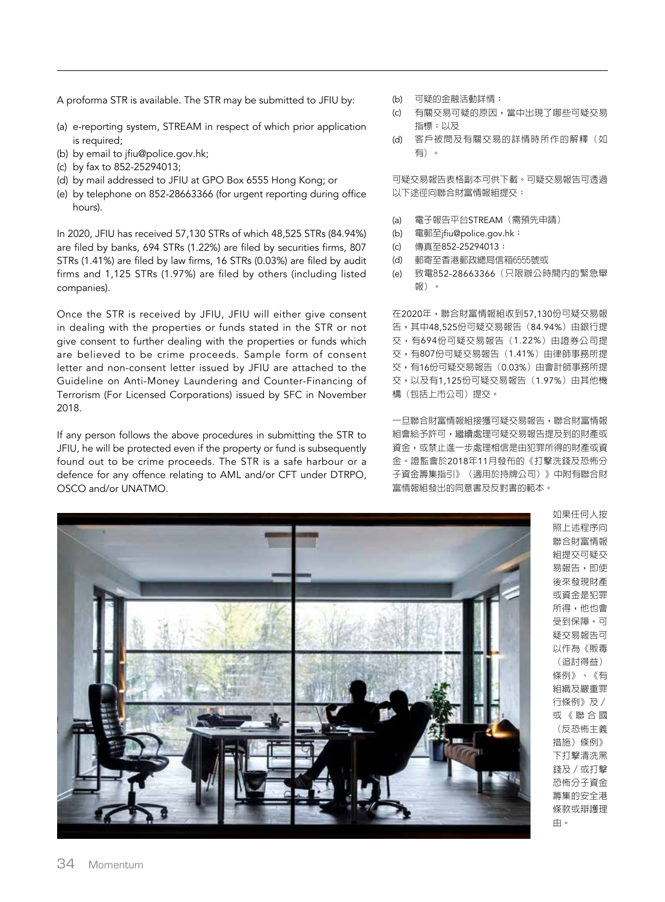A proforma STR is available. The STR may be submitted to JFIU by:

(a) e-reporting system, STREAM in respect of which prior application is required;
(b) by email to jfiu@police.gov.hk;
(c) by fax to 852-25294013;
(d) by mail addressed to JFIU at GPO Box 6555 Hong Kong; or
(e) by telephone on 852-28663366 (for urgent reporting during office hours).

In 2020, JFIU has received 57,130 STRs of which 48,525 STRs (84.94%) are filed by banks, 694 STRs (1.22%) are filed by securities firms, 807 STRs (1.41%) are filed by law firms, 16 STRs (0.03%) are filed by audit firms and 1,125 STRs (1.97%) are filed by others (including listed companies).

Once the STR is received by JFIU, JFIU will either give consent in dealing with the properties or funds stated in the STR or not give consent to further dealing with the properties or funds which are believed to be crime proceeds. Sample form of consent letter and non-consent letter issued by JFIU are attached to the Guideline on Anti-Money Laundering and Counter-Financing of Terrorism (For Licensed Corporations) issued by SFC in November 2018.

If any person follows the above procedures in submitting the STR to JFIU, he will be protected even if the property or fund is subsequently found out to be crime proceeds. The STR is a safe harbour or a defence for any offence relating to AML and/or CFT under DTRPO, OSCO and/or UNATMO.

(b) 可疑的金融活動詳情；
(c) 有關交易可疑的原因，當中出現了哪些可疑交易指標；以及
(d) 客戶被問及有關交易的詳情時所作的解釋（如有）。

可疑交易報告表格副本可供下載。可疑交易報告可透過以下途徑向聯合財富情報組提交：

(a) 電子報告平台STREAM（需預先申請）
(b) 電郵至jfiu@police.gov.hk；
(c) 傳真至852-25294013；
(d) 郵寄至香港郵政總局信箱6555號或
(e) 致電852-28663366（只限辦公時間內的緊急舉報）。

在2020年，聯合財富情報組收到57,130份可疑交易報告，其中48,525份可疑交易報告（84.94%）由銀行提交，有694份可疑交易報告（1.22%）由證券公司提交，有807份可疑交易報告（1.41%）由律師事務所提交，有16份可疑交易報告（0.03%）由會計師事務所提交，以及有1,125份可疑交易報告（1.97%）由其他機構（包括上市公司）提交。

一旦聯合財富情報組接獲可疑交易報告，聯合財富情報組會給予許可，繼續處理可疑交易報告提及到的財產或資金，或禁止進一步處理相信是由犯罪所得的財產或資金。證監會於2018年11月發布的《打擊洗錢及恐怖分子資金籌集指引》（適用於持牌公司）》中附有聯合財富情報組發出的同意書及反對書的範本。

如果任何人按照上述程序向聯合財富情報組提交可疑交易報告，即使後來發現財產或資金是犯罪所得，他也會受到保障。可疑交易報告可以作為《販毒（追討得益）條例》、《有組織及嚴重罪行條例》及／或《聯合國（反恐怖主義措施）條例》下打擊清洗黑錢及／或打擊恐怖分子資金籌集的安全港條款或辯護理由。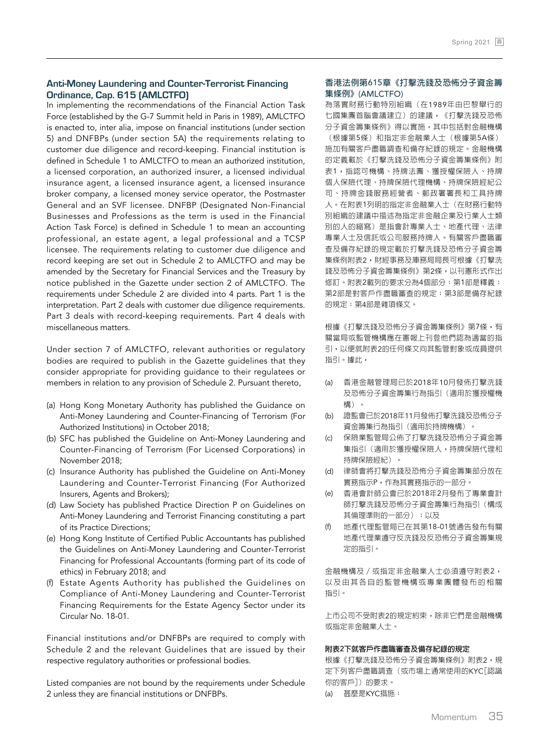## Anti-Money Laundering and Counter-Terrorist Financing Ordinance, Cap. 615 (AMLCTFO)

In implementing the recommendations of the Financial Action Task Force (established by the G-7 Summit held in Paris in 1989), AMLCTFO is enacted to, inter alia, impose on financial institutions (under section 5) and DNFBPs (under section 5A) the requirements relating to customer due diligence and record-keeping. Financial institution is defined in Schedule 1 to AMLCTFO to mean an authorized institution, a licensed corporation, an authorized insurer, a licensed individual insurance agent, a licensed insurance agent, a licensed insurance broker company, a licensed money service operator, the Postmaster General and an SVF licensee. DNFBP (Designated Non-Financial Businesses and Professions as the term is used in the Financial Action Task Force) is defined in Schedule 1 to mean an accounting professional, an estate agent, a legal professional and a TCSP licensee. The requirements relating to customer due diligence and record keeping are set out in Schedule 2 to AMLCTFO and may be amended by the Secretary for Financial Services and the Treasury by notice published in the Gazette under section 2 of AMLCTFO. The requirements under Schedule 2 are divided into 4 parts. Part 1 is the interpretation. Part 2 deals with customer due diligence requirements. Part 3 deals with record-keeping requirements. Part 4 deals with miscellaneous matters.

Under section 7 of AMLCTFO, relevant authorities or regulatory bodies are required to publish in the Gazette guidelines that they consider appropriate for providing guidance to their regulatees or members in relation to any provision of Schedule 2. Pursuant thereto,

(a) Hong Kong Monetary Authority has published the Guidance on Anti-Money Laundering and Counter-Financing of Terrorism (For Authorized Institutions) in October 2018;
(b) SFC has published the Guideline on Anti-Money Laundering and Counter-Financing of Terrorism (For Licensed Corporations) in November 2018;
(c) Insurance Authority has published the Guideline on Anti-Money Laundering and Counter-Terrorist Financing (For Authorized Insurers, Agents and Brokers);
(d) Law Society has published Practice Direction P on Guidelines on Anti-Money Laundering and Terrorist Financing constituting a part of its Practice Directions;
(e) Hong Kong Institute of Certified Public Accountants has published the Guidelines on Anti-Money Laundering and Counter-Terrorist Financing for Professional Accountants (forming part of its code of ethics) in February 2018; and
(f) Estate Agents Authority has published the Guidelines on Compliance of Anti-Money Laundering and Counter-Terrorist Financing Requirements for the Estate Agency Sector under its Circular No. 18-01.

Financial institutions and/or DNFBPs are required to comply with Schedule 2 and the relevant Guidelines that are issued by their respective regulatory authorities or professional bodies.

Listed companies are not bound by the requirements under Schedule 2 unless they are financial institutions or DNFBPs.

## 香港法例第615章《打擊洗錢及恐怖分子資金籌集條例》(AMLCTFO)

為落實財務行動特別組織（在1989年由巴黎舉行的七國集團首腦會議建立）的建議，《打擊洗錢及恐怖分子資金籌集條例》得以實施，其中包括對金融機構（根據第5條）和指定非金融業人士（根據第5A條）施加有關客戶盡職調查和備存紀錄的規定。金融機構的定義載於《打擊洗錢及恐怖分子資金籌集條例》附表1，指認可機構、持牌法團、獲授權保險人、持牌個人保險代理、持牌保險代理機構、持牌保險經紀公司、持牌金錢服務經營者、郵政署署長和工具持牌人。在附表1列明的指定非金融業人士（在財務行動特別組織的建議中描述為指定非金融企業及行業人士類別的人的縮寫）是指會計專業人士、地產代理、法律專業人士及信託或公司服務持牌人。有關客戶盡職審查及備存紀錄的規定載於打擊洗錢及恐怖分子資金籌集條例附表2，財經事務及庫務局局長可根據《打擊洗錢及恐怖分子資金籌集條例》第2條，以刊憲形式作出修訂。附表2載列的要求分為4個部分：第1部是釋義；第2部是對客戶作盡職審查的規定；第3部是備存紀錄的規定；第4部是雜項條文。

根據《打擊洗錢及恐怖分子資金籌集條例》第7條，有關當局或監管機構應在憲報上刊登他們認為適當的指引，以便就附表2的任何條文向其監管對象或成員提供指引。據此，

(a) 香港金融管理局已於2018年10月發佈打擊洗錢及恐怖分子資金籌集行為指引（適用於獲授權機構）。
(b) 證監會已於2018年11月發佈打擊洗錢及恐怖分子資金籌集行為指引（適用於持牌機構）。
(c) 保險業監管局公佈了打擊洗錢及恐怖分子資金籌集指引（適用於獲授權保險人，持牌保險代理和持牌保險經紀）。
(d) 律師會將打擊洗錢及恐怖分子資金籌集部分放在實務指示P，作為其實務指示的一部分。
(e) 香港會計師公會已於2018年2月發佈了專業會計師打擊洗錢及恐怖分子資金籌集行為指引（構成其倫理準則的一部分）；以及
(f) 地產代理監管局已在其第18-01號通告發布有關地產代理業遵守反洗錢及反恐怖分子資金籌集規定的指引。

金融機構及／或指定非金融業人士必須遵守附表2，以及由其各自的監管機構或專業團體發布的相關指引。

上市公司不受附表2的規定約束，除非它們是金融機構或指定非金融業人士。

**附表2下就客戶作盡職審查及備存紀錄的規定**

根據《打擊洗錢及恐怖分子資金籌集條例》附表2，規定下列客戶盡職調查（或市場上通常使用的KYC[認識你的客戶]）的要求。

(a) 甚麼是KYC措施；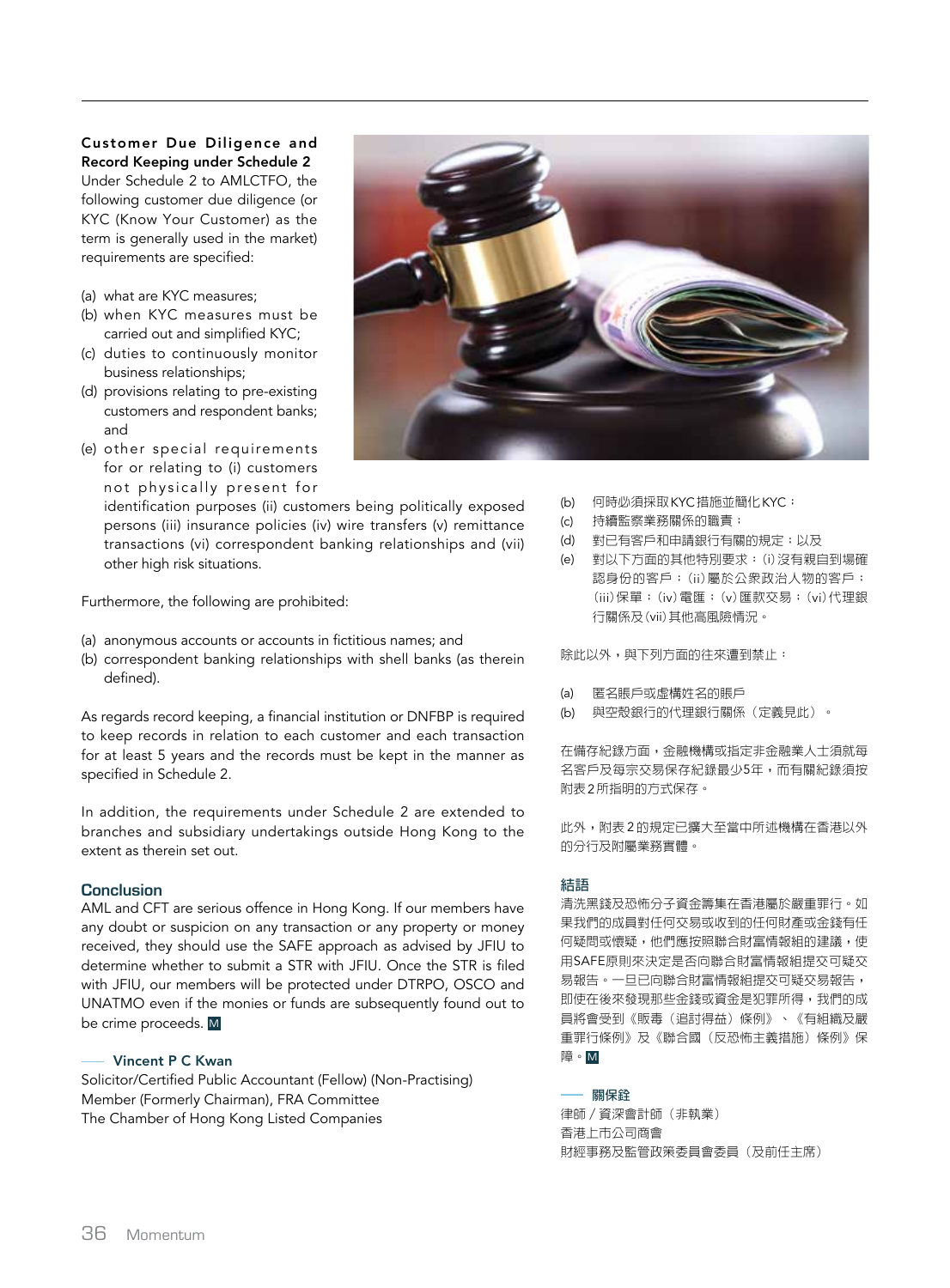**Customer Due Diligence and Record Keeping under Schedule 2**

Under Schedule 2 to AMLCTFO, the following customer due diligence (or KYC (Know Your Customer) as the term is generally used in the market) requirements are specified:

(a) what are KYC measures;
(b) when KYC measures must be carried out and simplified KYC;
(c) duties to continuously monitor business relationships;
(d) provisions relating to pre-existing customers and respondent banks; and
(e) other special requirements for or relating to (i) customers not physically present for identification purposes (ii) customers being politically exposed persons (iii) insurance policies (iv) wire transfers (v) remittance transactions (vi) correspondent banking relationships and (vii) other high risk situations.

Furthermore, the following are prohibited:

(a) anonymous accounts or accounts in fictitious names; and
(b) correspondent banking relationships with shell banks (as therein defined).

As regards record keeping, a financial institution or DNFBP is required to keep records in relation to each customer and each transaction for at least 5 years and the records must be kept in the manner as specified in Schedule 2.

In addition, the requirements under Schedule 2 are extended to branches and subsidiary undertakings outside Hong Kong to the extent as therein set out.

### Conclusion

AML and CFT are serious offence in Hong Kong. If our members have any doubt or suspicion on any transaction or any property or money received, they should use the SAFE approach as advised by JFIU to determine whether to submit a STR with JFIU. Once the STR is filed with JFIU, our members will be protected under DTRPO, OSCO and UNATMO even if the monies or funds are subsequently found out to be crime proceeds. M

—— **Vincent P C Kwan**

Solicitor/Certified Public Accountant (Fellow) (Non-Practising)
Member (Formerly Chairman), FRA Committee
The Chamber of Hong Kong Listed Companies

(b) 何時必須採取KYC措施並簡化KYC；
(c) 持續監察業務關係的職責；
(d) 對已有客戶和申請銀行有關的規定；以及
(e) 對以下方面的其他特別要求：(i)沒有親自到場確認身份的客戶；(ii)屬於公衆政治人物的客戶；(iii)保單；(iv)電匯；(v)匯款交易；(vi)代理銀行關係及(vii)其他高風險情況。

除此以外，與下列方面的往來遭到禁止：

(a) 匿名賬戶或虛構姓名的賬戶
(b) 與空殼銀行的代理銀行關係（定義見此）。

在備存紀錄方面，金融機構或指定非金融業人士須就每名客戶及每宗交易保存紀錄最少5年，而有關紀錄須按附表2所指明的方式保存。

此外，附表2的規定已擴大至當中所述機構在香港以外的分行及附屬業務實體。

### 結語

清洗黑錢及恐怖分子資金籌集在香港屬於嚴重罪行。如果我們的成員對任何交易或收到的任何財產或金錢有任何疑問或懷疑，他們應按照聯合財富情報組的建議，使用SAFE原則來決定是否向聯合財富情報組提交可疑交易報告。一旦已向聯合財富情報組提交可疑交易報告，即使在後來發現那些金錢或資金是犯罪所得，我們的成員將會受到《販毒（追討得益）條例》、《有組織及嚴重罪行條例》及《聯合國（反恐怖主義措施）條例》保障。M

—— **關保銓**

律師／資深會計師（非執業）
香港上市公司商會
財經事務及監管政策委員會委員（及前任主席）